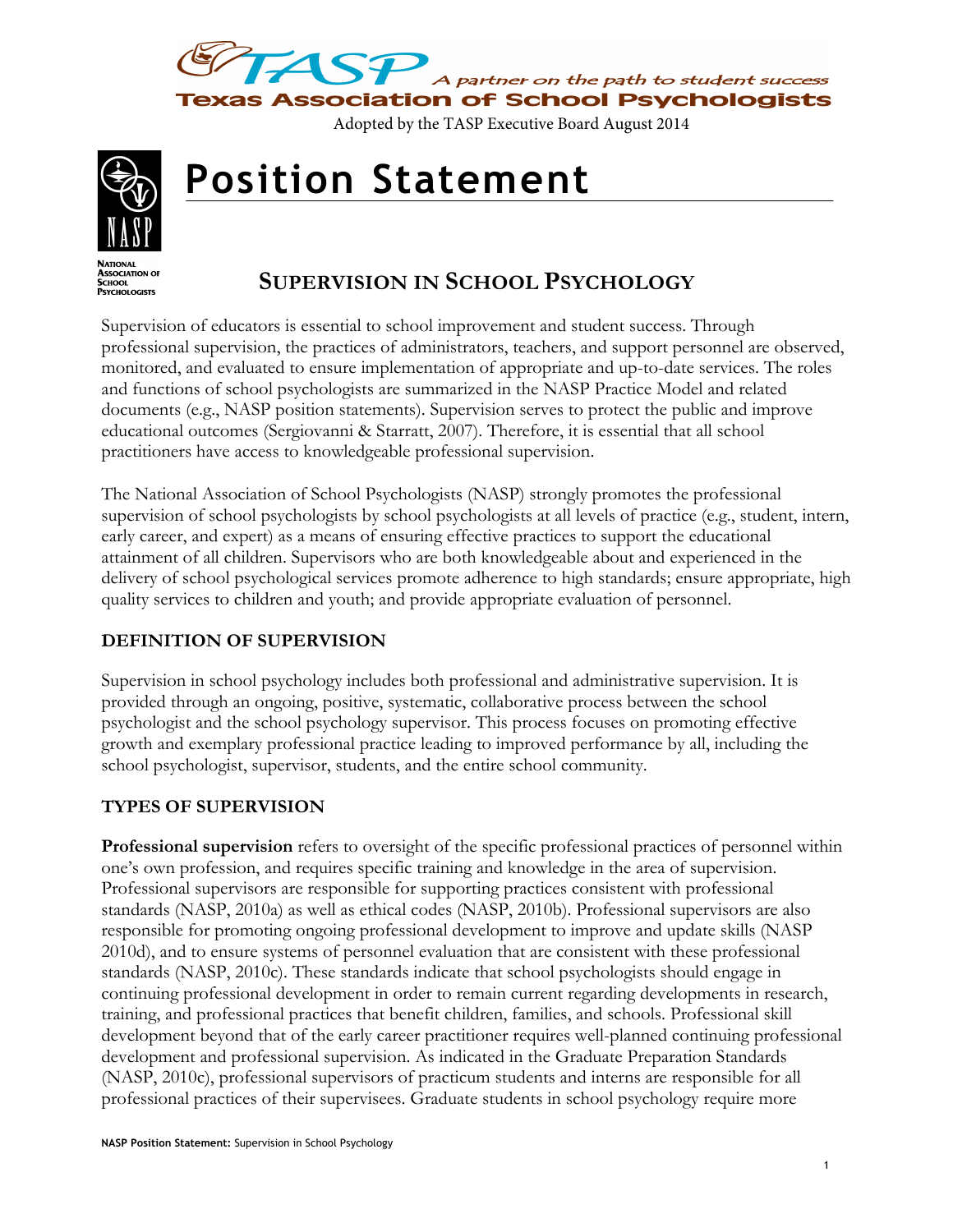TASP — A partner on the path to student success

**Texas Association of School Psychologists**

Adopted by the TASP Executive Board August 2014

# Position Statement

NATIONAL ASSOCIATION OF SCHOOL PSYCHOLOGISTS

## SUPERVISION IN SCHOOL PSYCHOLOGY

Supervision of educators is essential to school improvement and student success. Through professional supervision, the practices of administrators, teachers, and support personnel are observed, monitored, and evaluated to ensure implementation of appropriate and up-to-date services. The roles and functions of school psychologists are summarized in the NASP Practice Model and related documents (e.g., NASP position statements). Supervision serves to protect the public and improve educational outcomes (Sergiovanni & Starratt, 2007). Therefore, it is essential that all school practitioners have access to knowledgeable professional supervision.

The National Association of School Psychologists (NASP) strongly promotes the professional supervision of school psychologists by school psychologists at all levels of practice (e.g., student, intern, early career, and expert) as a means of ensuring effective practices to support the educational attainment of all children. Supervisors who are both knowledgeable about and experienced in the delivery of school psychological services promote adherence to high standards; ensure appropriate, high quality services to children and youth; and provide appropriate evaluation of personnel.

### DEFINITION OF SUPERVISION

Supervision in school psychology includes both professional and administrative supervision. It is provided through an ongoing, positive, systematic, collaborative process between the school psychologist and the school psychology supervisor. This process focuses on promoting effective growth and exemplary professional practice leading to improved performance by all, including the school psychologist, supervisor, students, and the entire school community.

### TYPES OF SUPERVISION

**Professional supervision** refers to oversight of the specific professional practices of personnel within one's own profession, and requires specific training and knowledge in the area of supervision. Professional supervisors are responsible for supporting practices consistent with professional standards (NASP, 2010a) as well as ethical codes (NASP, 2010b). Professional supervisors are also responsible for promoting ongoing professional development to improve and update skills (NASP 2010d), and to ensure systems of personnel evaluation that are consistent with these professional standards (NASP, 2010c). These standards indicate that school psychologists should engage in continuing professional development in order to remain current regarding developments in research, training, and professional practices that benefit children, families, and schools. Professional skill development beyond that of the early career practitioner requires well-planned continuing professional development and professional supervision. As indicated in the Graduate Preparation Standards (NASP, 2010c), professional supervisors of practicum students and interns are responsible for all professional practices of their supervisees. Graduate students in school psychology require more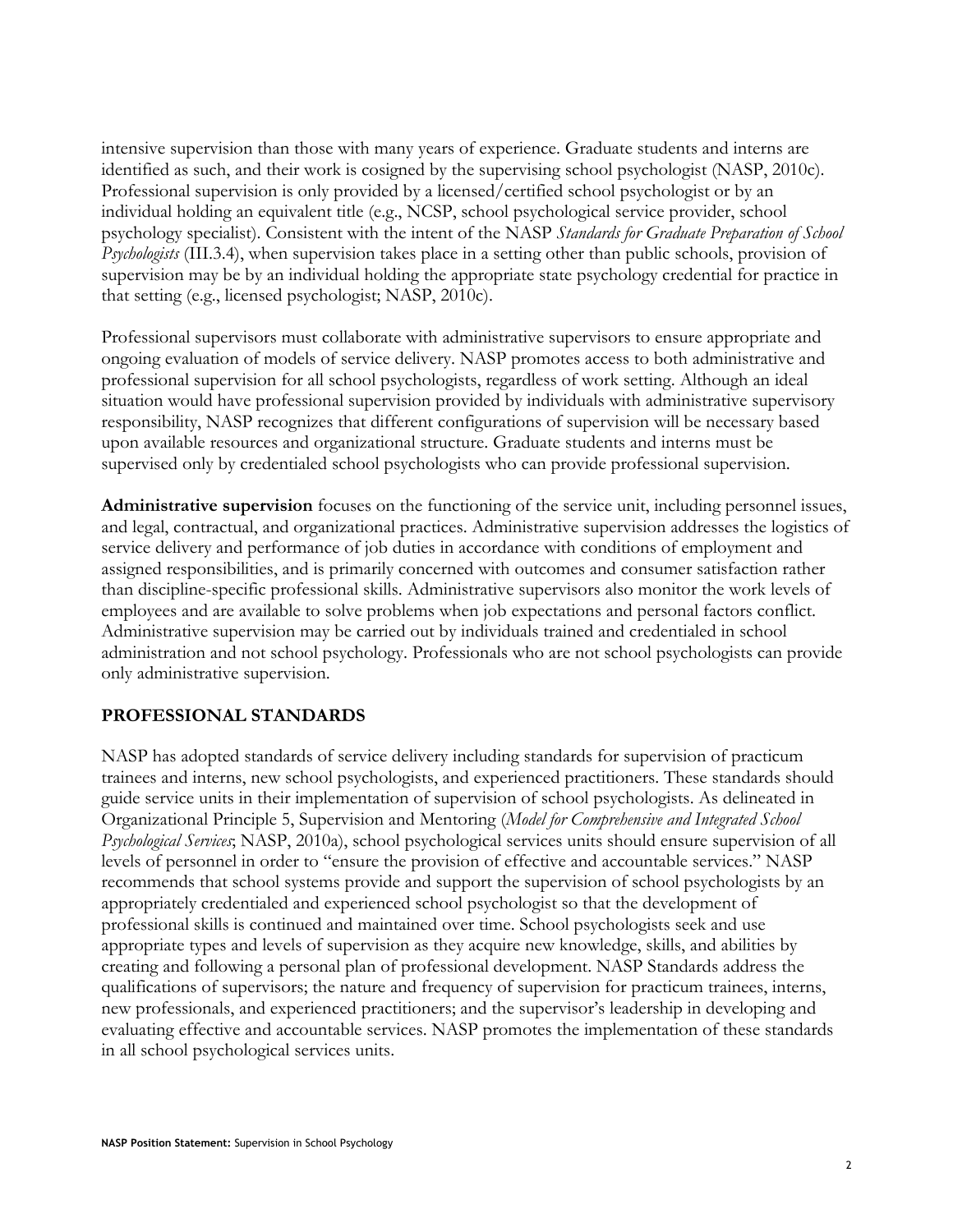intensive supervision than those with many years of experience. Graduate students and interns are identified as such, and their work is cosigned by the supervising school psychologist (NASP, 2010c). Professional supervision is only provided by a licensed/certified school psychologist or by an individual holding an equivalent title (e.g., NCSP, school psychological service provider, school psychology specialist). Consistent with the intent of the NASP *Standards for Graduate Preparation of School Psychologists* (III.3.4), when supervision takes place in a setting other than public schools, provision of supervision may be by an individual holding the appropriate state psychology credential for practice in that setting (e.g., licensed psychologist; NASP, 2010c).

Professional supervisors must collaborate with administrative supervisors to ensure appropriate and ongoing evaluation of models of service delivery. NASP promotes access to both administrative and professional supervision for all school psychologists, regardless of work setting. Although an ideal situation would have professional supervision provided by individuals with administrative supervisory responsibility, NASP recognizes that different configurations of supervision will be necessary based upon available resources and organizational structure. Graduate students and interns must be supervised only by credentialed school psychologists who can provide professional supervision.

**Administrative supervision** focuses on the functioning of the service unit, including personnel issues, and legal, contractual, and organizational practices. Administrative supervision addresses the logistics of service delivery and performance of job duties in accordance with conditions of employment and assigned responsibilities, and is primarily concerned with outcomes and consumer satisfaction rather than discipline-specific professional skills. Administrative supervisors also monitor the work levels of employees and are available to solve problems when job expectations and personal factors conflict. Administrative supervision may be carried out by individuals trained and credentialed in school administration and not school psychology. Professionals who are not school psychologists can provide only administrative supervision.

## PROFESSIONAL STANDARDS

NASP has adopted standards of service delivery including standards for supervision of practicum trainees and interns, new school psychologists, and experienced practitioners. These standards should guide service units in their implementation of supervision of school psychologists. As delineated in Organizational Principle 5, Supervision and Mentoring (*Model for Comprehensive and Integrated School Psychological Services*; NASP, 2010a), school psychological services units should ensure supervision of all levels of personnel in order to "ensure the provision of effective and accountable services." NASP recommends that school systems provide and support the supervision of school psychologists by an appropriately credentialed and experienced school psychologist so that the development of professional skills is continued and maintained over time. School psychologists seek and use appropriate types and levels of supervision as they acquire new knowledge, skills, and abilities by creating and following a personal plan of professional development. NASP Standards address the qualifications of supervisors; the nature and frequency of supervision for practicum trainees, interns, new professionals, and experienced practitioners; and the supervisor's leadership in developing and evaluating effective and accountable services. NASP promotes the implementation of these standards in all school psychological services units.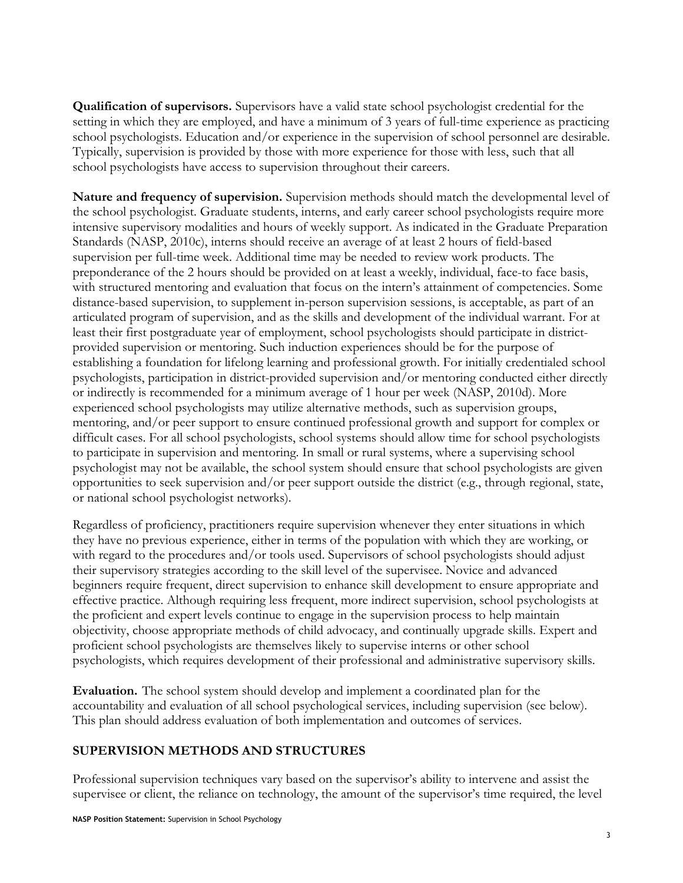**Qualification of supervisors.** Supervisors have a valid state school psychologist credential for the setting in which they are employed, and have a minimum of 3 years of full-time experience as practicing school psychologists. Education and/or experience in the supervision of school personnel are desirable. Typically, supervision is provided by those with more experience for those with less, such that all school psychologists have access to supervision throughout their careers.

**Nature and frequency of supervision.** Supervision methods should match the developmental level of the school psychologist. Graduate students, interns, and early career school psychologists require more intensive supervisory modalities and hours of weekly support. As indicated in the Graduate Preparation Standards (NASP, 2010c), interns should receive an average of at least 2 hours of field-based supervision per full-time week. Additional time may be needed to review work products. The preponderance of the 2 hours should be provided on at least a weekly, individual, face-to face basis, with structured mentoring and evaluation that focus on the intern's attainment of competencies. Some distance-based supervision, to supplement in-person supervision sessions, is acceptable, as part of an articulated program of supervision, and as the skills and development of the individual warrant. For at least their first postgraduate year of employment, school psychologists should participate in district-provided supervision or mentoring. Such induction experiences should be for the purpose of establishing a foundation for lifelong learning and professional growth. For initially credentialed school psychologists, participation in district-provided supervision and/or mentoring conducted either directly or indirectly is recommended for a minimum average of 1 hour per week (NASP, 2010d). More experienced school psychologists may utilize alternative methods, such as supervision groups, mentoring, and/or peer support to ensure continued professional growth and support for complex or difficult cases. For all school psychologists, school systems should allow time for school psychologists to participate in supervision and mentoring. In small or rural systems, where a supervising school psychologist may not be available, the school system should ensure that school psychologists are given opportunities to seek supervision and/or peer support outside the district (e.g., through regional, state, or national school psychologist networks).

Regardless of proficiency, practitioners require supervision whenever they enter situations in which they have no previous experience, either in terms of the population with which they are working, or with regard to the procedures and/or tools used. Supervisors of school psychologists should adjust their supervisory strategies according to the skill level of the supervisee. Novice and advanced beginners require frequent, direct supervision to enhance skill development to ensure appropriate and effective practice. Although requiring less frequent, more indirect supervision, school psychologists at the proficient and expert levels continue to engage in the supervision process to help maintain objectivity, choose appropriate methods of child advocacy, and continually upgrade skills. Expert and proficient school psychologists are themselves likely to supervise interns or other school psychologists, which requires development of their professional and administrative supervisory skills.

**Evaluation.** The school system should develop and implement a coordinated plan for the accountability and evaluation of all school psychological services, including supervision (see below). This plan should address evaluation of both implementation and outcomes of services.

## SUPERVISION METHODS AND STRUCTURES

Professional supervision techniques vary based on the supervisor's ability to intervene and assist the supervisee or client, the reliance on technology, the amount of the supervisor's time required, the level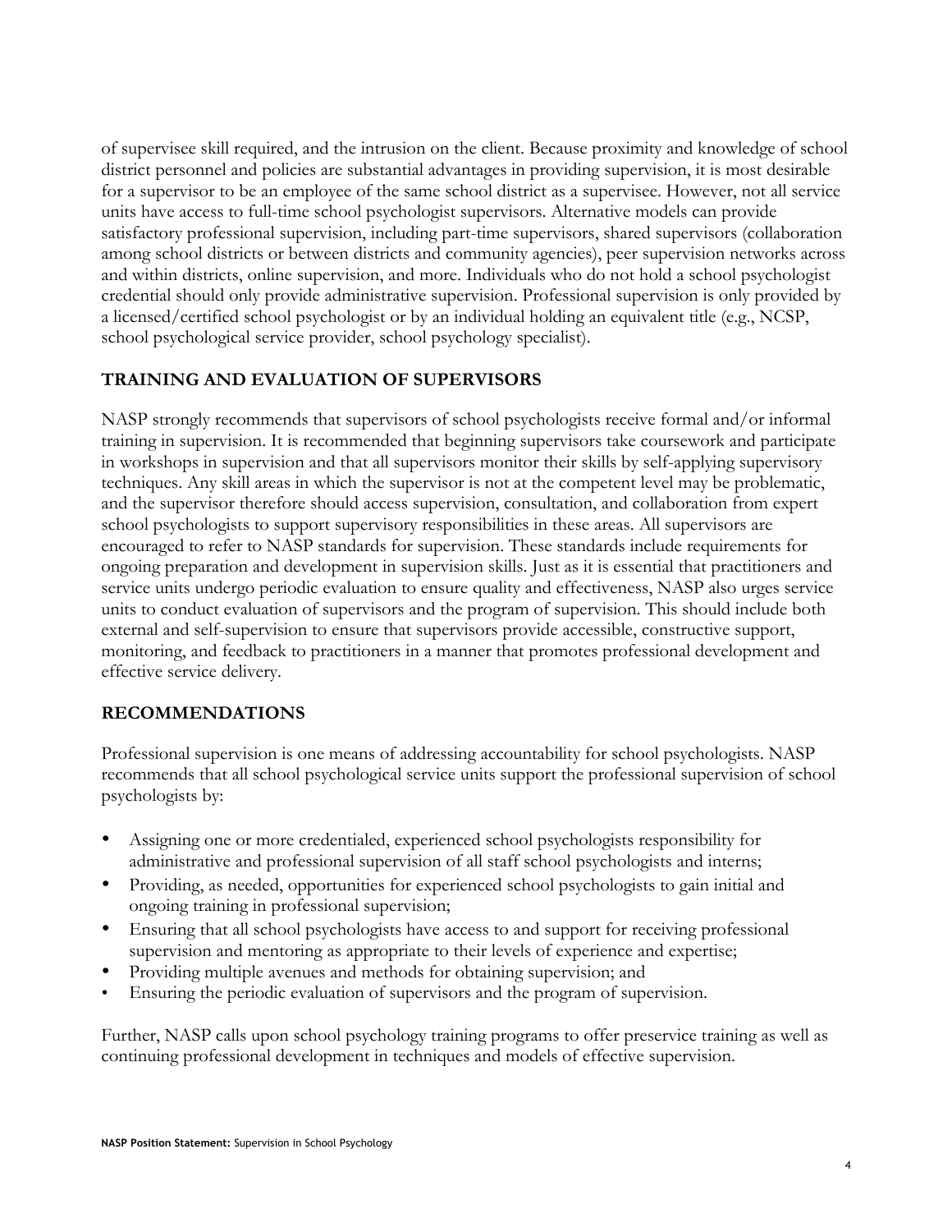of supervisee skill required, and the intrusion on the client. Because proximity and knowledge of school district personnel and policies are substantial advantages in providing supervision, it is most desirable for a supervisor to be an employee of the same school district as a supervisee. However, not all service units have access to full-time school psychologist supervisors. Alternative models can provide satisfactory professional supervision, including part-time supervisors, shared supervisors (collaboration among school districts or between districts and community agencies), peer supervision networks across and within districts, online supervision, and more. Individuals who do not hold a school psychologist credential should only provide administrative supervision. Professional supervision is only provided by a licensed/certified school psychologist or by an individual holding an equivalent title (e.g., NCSP, school psychological service provider, school psychology specialist).

## TRAINING AND EVALUATION OF SUPERVISORS

NASP strongly recommends that supervisors of school psychologists receive formal and/or informal training in supervision. It is recommended that beginning supervisors take coursework and participate in workshops in supervision and that all supervisors monitor their skills by self-applying supervisory techniques. Any skill areas in which the supervisor is not at the competent level may be problematic, and the supervisor therefore should access supervision, consultation, and collaboration from expert school psychologists to support supervisory responsibilities in these areas. All supervisors are encouraged to refer to NASP standards for supervision. These standards include requirements for ongoing preparation and development in supervision skills. Just as it is essential that practitioners and service units undergo periodic evaluation to ensure quality and effectiveness, NASP also urges service units to conduct evaluation of supervisors and the program of supervision. This should include both external and self-supervision to ensure that supervisors provide accessible, constructive support, monitoring, and feedback to practitioners in a manner that promotes professional development and effective service delivery.

## RECOMMENDATIONS

Professional supervision is one means of addressing accountability for school psychologists. NASP recommends that all school psychological service units support the professional supervision of school psychologists by:

- Assigning one or more credentialed, experienced school psychologists responsibility for administrative and professional supervision of all staff school psychologists and interns;
- Providing, as needed, opportunities for experienced school psychologists to gain initial and ongoing training in professional supervision;
- Ensuring that all school psychologists have access to and support for receiving professional supervision and mentoring as appropriate to their levels of experience and expertise;
- Providing multiple avenues and methods for obtaining supervision; and
- Ensuring the periodic evaluation of supervisors and the program of supervision.

Further, NASP calls upon school psychology training programs to offer preservice training as well as continuing professional development in techniques and models of effective supervision.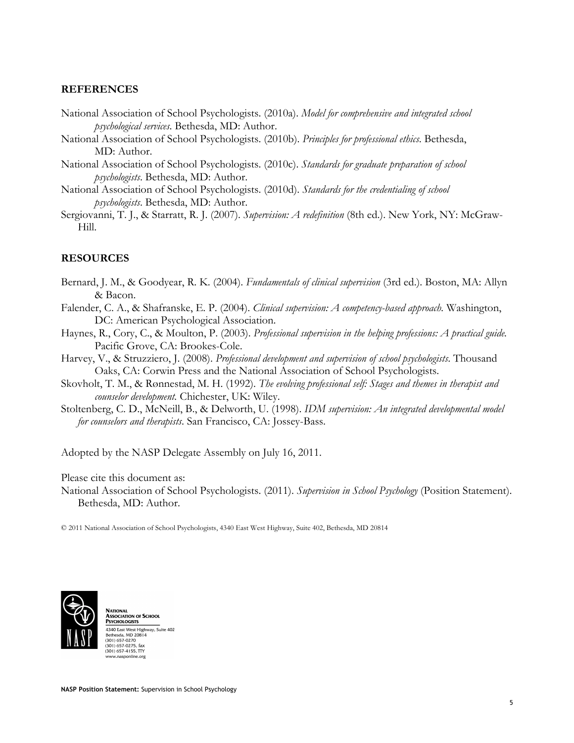## REFERENCES

National Association of School Psychologists. (2010a). *Model for comprehensive and integrated school psychological services*. Bethesda, MD: Author.

National Association of School Psychologists. (2010b). *Principles for professional ethics*. Bethesda, MD: Author.

National Association of School Psychologists. (2010c). *Standards for graduate preparation of school psychologists*. Bethesda, MD: Author.

National Association of School Psychologists. (2010d). *Standards for the credentialing of school psychologists*. Bethesda, MD: Author.

Sergiovanni, T. J., & Starratt, R. J. (2007). *Supervision: A redefinition* (8th ed.). New York, NY: McGraw-Hill.

## RESOURCES

Bernard, J. M., & Goodyear, R. K. (2004). *Fundamentals of clinical supervision* (3rd ed.). Boston, MA: Allyn & Bacon.

Falender, C. A., & Shafranske, E. P. (2004). *Clinical supervision: A competency-based approach.* Washington, DC: American Psychological Association.

Haynes, R., Cory, C., & Moulton, P. (2003). *Professional supervision in the helping professions: A practical guide.* Pacific Grove, CA: Brookes-Cole.

Harvey, V., & Struzziero, J. (2008). *Professional development and supervision of school psychologists*. Thousand Oaks, CA: Corwin Press and the National Association of School Psychologists.

Skovholt, T. M., & Rønnestad, M. H. (1992). *The evolving professional self: Stages and themes in therapist and counselor development.* Chichester, UK: Wiley.

Stoltenberg, C. D., McNeill, B., & Delworth, U. (1998). *IDM supervision: An integrated developmental model for counselors and therapists*. San Francisco, CA: Jossey-Bass.

Adopted by the NASP Delegate Assembly on July 16, 2011.

Please cite this document as:

National Association of School Psychologists. (2011). *Supervision in School Psychology* (Position Statement). Bethesda, MD: Author.

© 2011 National Association of School Psychologists, 4340 East West Highway, Suite 402, Bethesda, MD 20814

NATIONAL ASSOCIATION OF SCHOOL PSYCHOLOGISTS
4340 East West Highway, Suite 402
Bethesda, MD 20814
(301) 657-0270
(301) 657-0275, fax
(301) 657-4155, TTY
www.nasponline.org